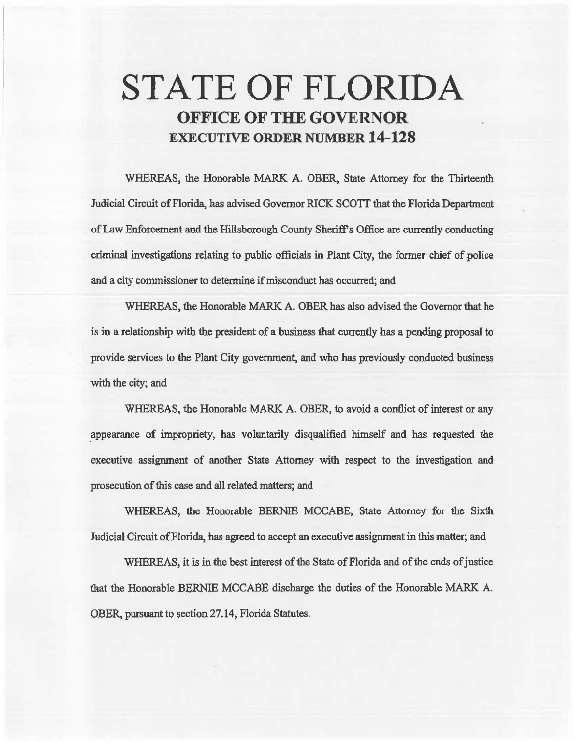# STATE OF FLORIDA

## OFFICE OF THE GOVERNOR

## EXECUTIVE ORDER NUMBER 14-128

WHEREAS, the Honorable MARK A. OBER, State Attorney for the Thirteenth Judicial Circuit of Florida, has advised Governor RICK SCOTT that the Florida Department of Law Enforcement and the Hillsborough County Sheriff's Office are currently conducting criminal investigations relating to public officials in Plant City, the former chief of police and a city commissioner to determine if misconduct has occurred; and

WHEREAS, the Honorable MARK A. OBER has also advised the Governor that he is in a relationship with the president of a business that currently has a pending proposal to provide services to the Plant City government, and who has previously conducted business with the city; and

WHEREAS, the Honorable MARK A. OBER, to avoid a conflict of interest or any appearance of impropriety, has voluntarily disqualified himself and has requested the executive assignment of another State Attorney with respect to the investigation and prosecution of this case and all related matters; and

WHEREAS, the Honorable BERNIE MCCABE, State Attorney for the Sixth Judicial Circuit of Florida, has agreed to accept an executive assignment in this matter; and

WHEREAS, it is in the best interest of the State of Florida and of the ends of justice that the Honorable BERNIE MCCABE discharge the duties of the Honorable MARK A. OBER, pursuant to section 27.14, Florida Statutes.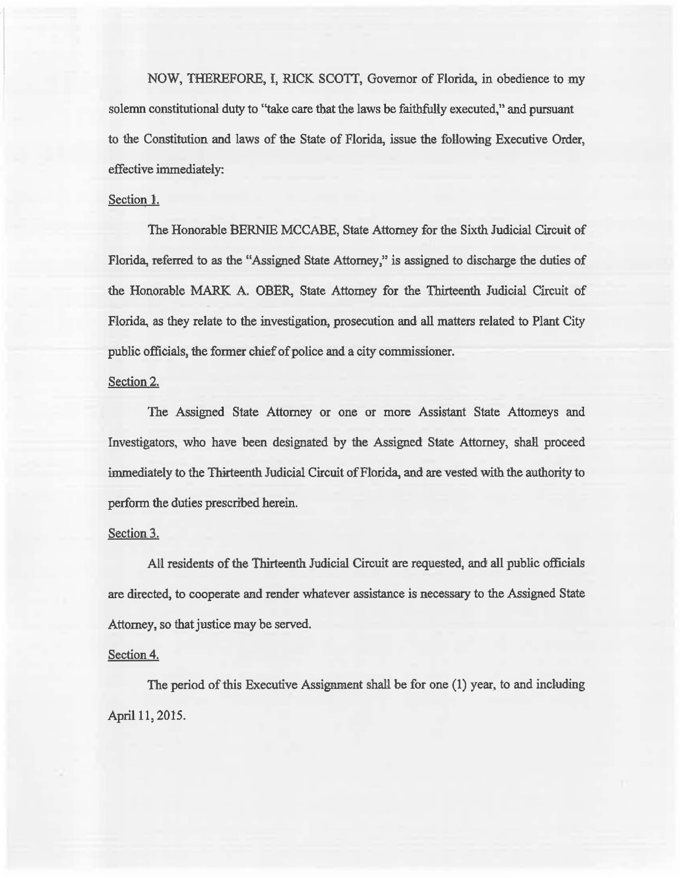NOW, THEREFORE, I, RICK SCOTT, Governor of Florida, in obedience to my solemn constitutional duty to "take care that the laws be faithfully executed," and pursuant to the Constitution and laws of the State of Florida, issue the following Executive Order, effective immediately:

Section 1.

The Honorable BERNIE MCCABE, State Attorney for the Sixth Judicial Circuit of Florida, referred to as the "Assigned State Attorney," is assigned to discharge the duties of the Honorable MARK A. OBER, State Attorney for the Thirteenth Judicial Circuit of Florida, as they relate to the investigation, prosecution and all matters related to Plant City public officials, the former chief of police and a city commissioner.

Section 2.

The Assigned State Attorney or one or more Assistant State Attorneys and Investigators, who have been designated by the Assigned State Attorney, shall proceed immediately to the Thirteenth Judicial Circuit of Florida, and are vested with the authority to perform the duties prescribed herein.

Section 3.

All residents of the Thirteenth Judicial Circuit are requested, and all public officials are directed, to cooperate and render whatever assistance is necessary to the Assigned State Attorney, so that justice may be served.

Section 4.

The period of this Executive Assignment shall be for one (1) year, to and including April 11, 2015.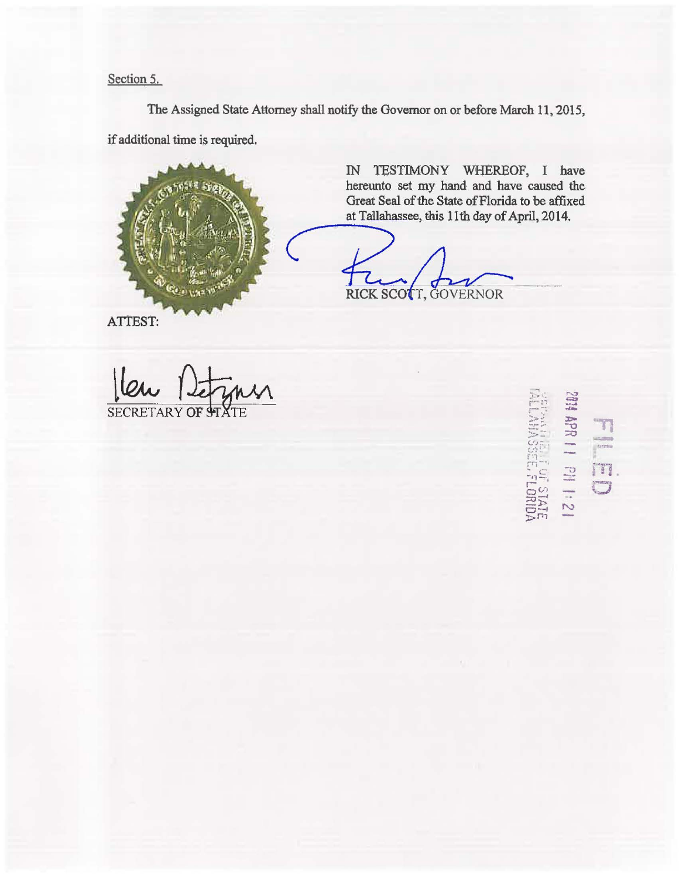Section 5.

The Assigned State Attorney shall notify the Governor on or before March 11, 2015, if additional time is required.

IN TESTIMONY WHEREOF, I have hereunto set my hand and have caused the Great Seal of the State of Florida to be affixed at Tallahassee, this 11th day of April, 2014.

RICK SCOTT, GOVERNOR

ATTEST:

SECRETARY OF STATE

FILED

2014 APR 11 PM 1:21

DEPARTMENT OF STATE
TALLAHASSEE, FLORIDA